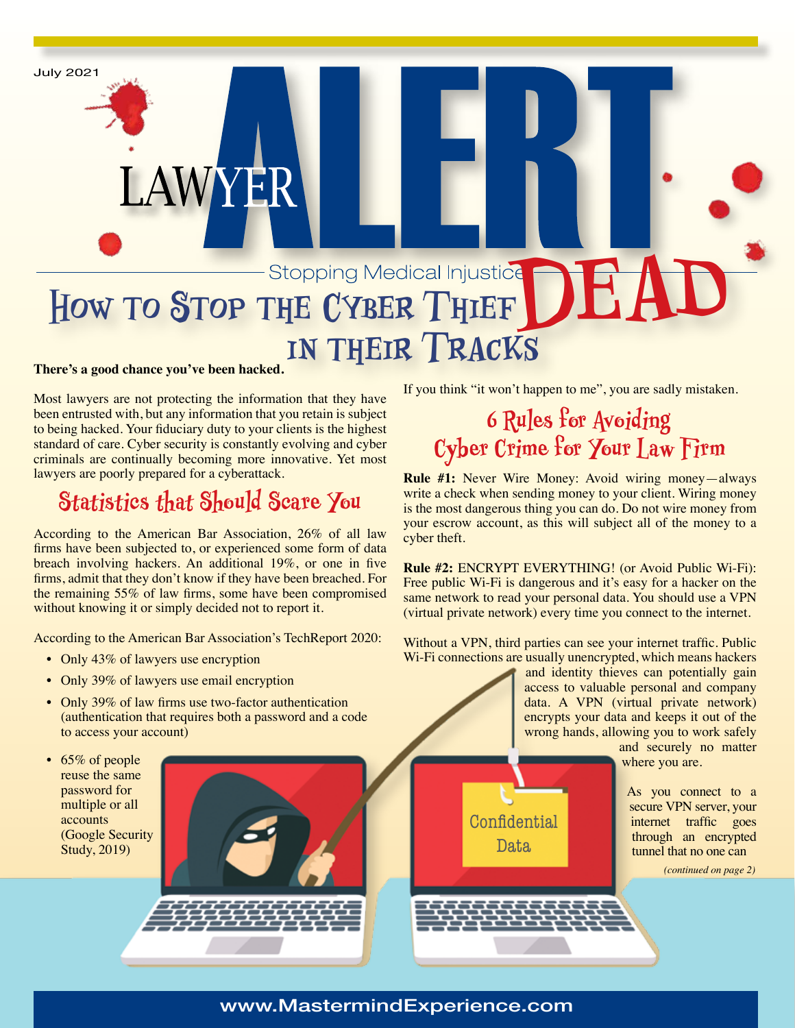July 2021

# LAWYER ALERT

Stopping Medical Injustice DEAD

## How to Stop the Cyber Thief in Their Tracks

**There's a good chance you've been hacked.**

Most lawyers are not protecting the information that they have been entrusted with, but any information that you retain is subject to being hacked. Your fiduciary duty to your clients is the highest standard of care. Cyber security is constantly evolving and cyber criminals are continually becoming more innovative. Yet most lawyers are poorly prepared for a cyberattack.

### Statistics that Should Scare You

According to the American Bar Association, 26% of all law firms have been subjected to, or experienced some form of data breach involving hackers. An additional 19%, or one in five firms, admit that they don't know if they have been breached. For the remaining 55% of law firms, some have been compromised without knowing it or simply decided not to report it.

According to the American Bar Association's TechReport 2020:

- Only 43% of lawyers use encryption
- Only 39% of lawyers use email encryption
- Only 39% of law firms use two-factor authentication (authentication that requires both a password and a code to access your account)
- 65% of people reuse the same password for multiple or all accounts (Google Security Study, 2019)

If you think "it won't happen to me", you are sadly mistaken.

### 6 Rules for Avoiding Cyber Crime for Your Law Firm

**Rule #1:** Never Wire Money: Avoid wiring money—always write a check when sending money to your client. Wiring money is the most dangerous thing you can do. Do not wire money from your escrow account, as this will subject all of the money to a cyber theft.

**Rule #2:** ENCRYPT EVERYTHING! (or Avoid Public Wi-Fi): Free public Wi-Fi is dangerous and it's easy for a hacker on the same network to read your personal data. You should use a VPN (virtual private network) every time you connect to the internet.

Without a VPN, third parties can see your internet traffic. Public Wi-Fi connections are usually unencrypted, which means hackers and identity thieves can potentially gain access to valuable personal and company data. A VPN (virtual private network) encrypts your data and keeps it out of the wrong hands, allowing you to work safely and securely no matter where you are.

As you connect to a secure VPN server, your internet traffic goes through an encrypted tunnel that no one can

*(continued on page 2)*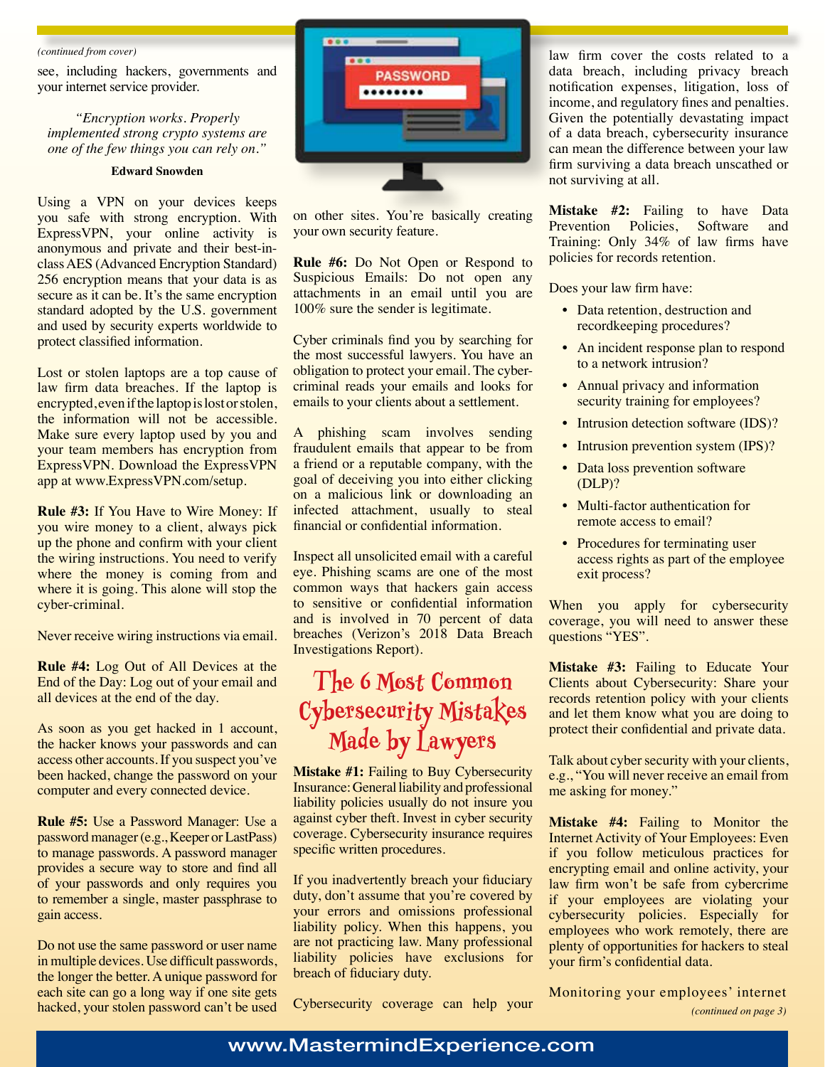*(continued from cover)*

see, including hackers, governments and your internet service provider.

> *"Encryption works. Properly implemented strong crypto systems are one of the few things you can rely on."*
>
> **Edward Snowden**

Using a VPN on your devices keeps you safe with strong encryption. With ExpressVPN, your online activity is anonymous and private and their best-in-class AES (Advanced Encryption Standard) 256 encryption means that your data is as secure as it can be. It's the same encryption standard adopted by the U.S. government and used by security experts worldwide to protect classified information.

Lost or stolen laptops are a top cause of law firm data breaches. If the laptop is encrypted, even if the laptop is lost or stolen, the information will not be accessible. Make sure every laptop used by you and your team members has encryption from ExpressVPN. Download the ExpressVPN app at www.ExpressVPN.com/setup.

**Rule #3:** If You Have to Wire Money: If you wire money to a client, always pick up the phone and confirm with your client the wiring instructions. You need to verify where the money is coming from and where it is going. This alone will stop the cyber-criminal.

Never receive wiring instructions via email.

**Rule #4:** Log Out of All Devices at the End of the Day: Log out of your email and all devices at the end of the day.

As soon as you get hacked in 1 account, the hacker knows your passwords and can access other accounts. If you suspect you've been hacked, change the password on your computer and every connected device.

**Rule #5:** Use a Password Manager: Use a password manager (e.g., Keeper or LastPass) to manage passwords. A password manager provides a secure way to store and find all of your passwords and only requires you to remember a single, master passphrase to gain access.

Do not use the same password or user name in multiple devices. Use difficult passwords, the longer the better. A unique password for each site can go a long way if one site gets hacked, your stolen password can't be used on other sites. You're basically creating your own security feature.

**Rule #6:** Do Not Open or Respond to Suspicious Emails: Do not open any attachments in an email until you are 100% sure the sender is legitimate.

Cyber criminals find you by searching for the most successful lawyers. You have an obligation to protect your email. The cyber-criminal reads your emails and looks for emails to your clients about a settlement.

A phishing scam involves sending fraudulent emails that appear to be from a friend or a reputable company, with the goal of deceiving you into either clicking on a malicious link or downloading an infected attachment, usually to steal financial or confidential information.

Inspect all unsolicited email with a careful eye. Phishing scams are one of the most common ways that hackers gain access to sensitive or confidential information and is involved in 70 percent of data breaches (Verizon's 2018 Data Breach Investigations Report).

## The 6 Most Common Cybersecurity Mistakes Made by Lawyers

**Mistake #1:** Failing to Buy Cybersecurity Insurance: General liability and professional liability policies usually do not insure you against cyber theft. Invest in cyber security coverage. Cybersecurity insurance requires specific written procedures.

If you inadvertently breach your fiduciary duty, don't assume that you're covered by your errors and omissions professional liability policy. When this happens, you are not practicing law. Many professional liability policies have exclusions for breach of fiduciary duty.

Cybersecurity coverage can help your law firm cover the costs related to a data breach, including privacy breach notification expenses, litigation, loss of income, and regulatory fines and penalties. Given the potentially devastating impact of a data breach, cybersecurity insurance can mean the difference between your law firm surviving a data breach unscathed or not surviving at all.

**Mistake #2:** Failing to have Data Prevention Policies, Software and Training: Only 34% of law firms have policies for records retention.

Does your law firm have:

- Data retention, destruction and recordkeeping procedures?
- An incident response plan to respond to a network intrusion?
- Annual privacy and information security training for employees?
- Intrusion detection software (IDS)?
- Intrusion prevention system (IPS)?
- Data loss prevention software (DLP)?
- Multi-factor authentication for remote access to email?
- Procedures for terminating user access rights as part of the employee exit process?

When you apply for cybersecurity coverage, you will need to answer these questions "YES".

**Mistake #3:** Failing to Educate Your Clients about Cybersecurity: Share your records retention policy with your clients and let them know what you are doing to protect their confidential and private data.

Talk about cyber security with your clients, e.g., "You will never receive an email from me asking for money."

**Mistake #4:** Failing to Monitor the Internet Activity of Your Employees: Even if you follow meticulous practices for encrypting email and online activity, your law firm won't be safe from cybercrime if your employees are violating your cybersecurity policies. Especially for employees who work remotely, there are plenty of opportunities for hackers to steal your firm's confidential data.

Monitoring your employees' internet

*(continued on page 3)*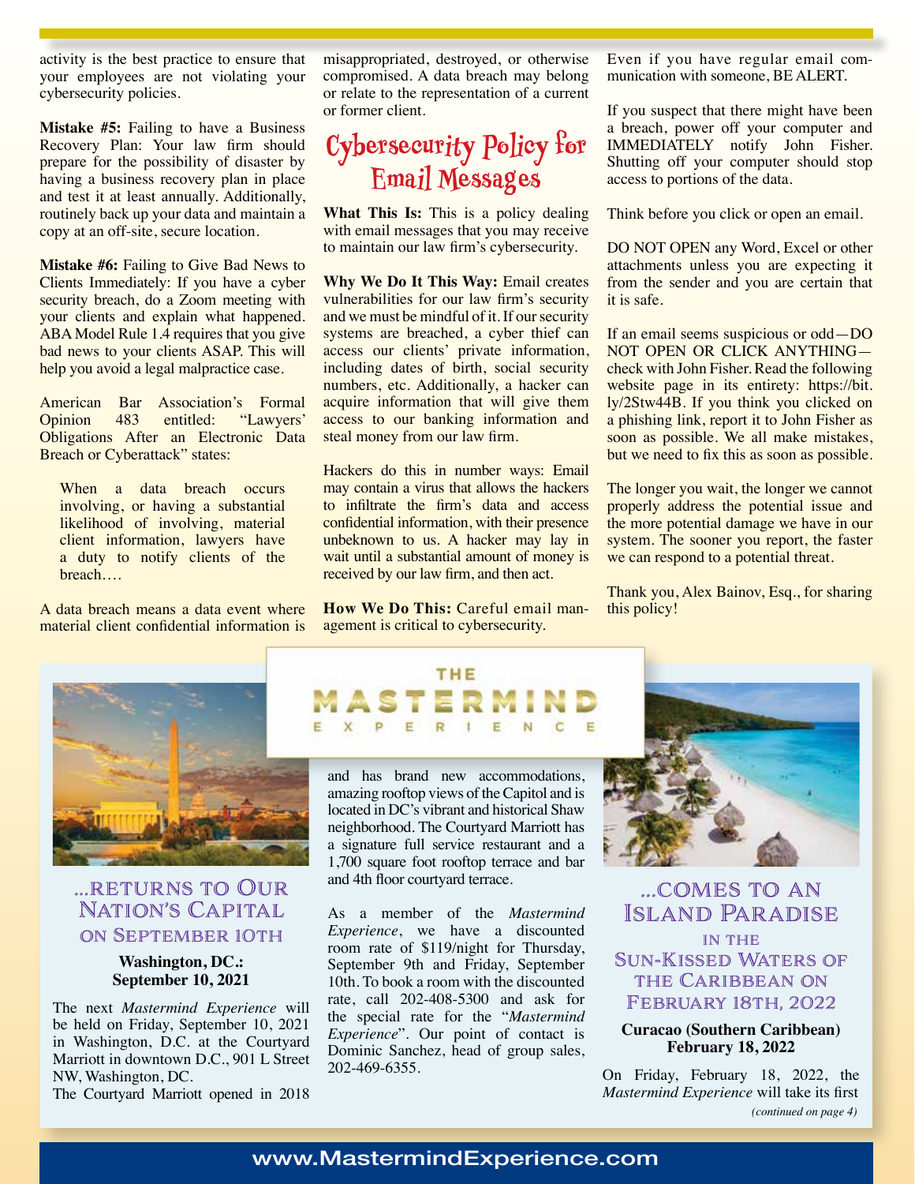activity is the best practice to ensure that your employees are not violating your cybersecurity policies.

**Mistake #5:** Failing to have a Business Recovery Plan: Your law firm should prepare for the possibility of disaster by having a business recovery plan in place and test it at least annually. Additionally, routinely back up your data and maintain a copy at an off-site, secure location.

**Mistake #6:** Failing to Give Bad News to Clients Immediately: If you have a cyber security breach, do a Zoom meeting with your clients and explain what happened. ABA Model Rule 1.4 requires that you give bad news to your clients ASAP. This will help you avoid a legal malpractice case.

American Bar Association's Formal Opinion 483 entitled: "Lawyers' Obligations After an Electronic Data Breach or Cyberattack" states:

> When a data breach occurs involving, or having a substantial likelihood of involving, material client information, lawyers have a duty to notify clients of the breach....

A data breach means a data event where material client confidential information is misappropriated, destroyed, or otherwise compromised. A data breach may belong or relate to the representation of a current or former client.

## Cybersecurity Policy for Email Messages

**What This Is:** This is a policy dealing with email messages that you may receive to maintain our law firm's cybersecurity.

**Why We Do It This Way:** Email creates vulnerabilities for our law firm's security and we must be mindful of it. If our security systems are breached, a cyber thief can access our clients' private information, including dates of birth, social security numbers, etc. Additionally, a hacker can acquire information that will give them access to our banking information and steal money from our law firm.

Hackers do this in number ways: Email may contain a virus that allows the hackers to infiltrate the firm's data and access confidential information, with their presence unbeknown to us. A hacker may lay in wait until a substantial amount of money is received by our law firm, and then act.

**How We Do This:** Careful email management is critical to cybersecurity. Even if you have regular email communication with someone, BE ALERT.

If you suspect that there might have been a breach, power off your computer and IMMEDIATELY notify John Fisher. Shutting off your computer should stop access to portions of the data.

Think before you click or open an email.

DO NOT OPEN any Word, Excel or other attachments unless you are expecting it from the sender and you are certain that it is safe.

If an email seems suspicious or odd—DO NOT OPEN OR CLICK ANYTHING—check with John Fisher. Read the following website page in its entirety: https://bit.ly/2Stw44B. If you think you clicked on a phishing link, report it to John Fisher as soon as possible. We all make mistakes, but we need to fix this as soon as possible.

The longer you wait, the longer we cannot properly address the potential issue and the more potential damage we have in our system. The sooner you report, the faster we can respond to a potential threat.

Thank you, Alex Bainov, Esq., for sharing this policy!

## THE MASTERMIND EXPERIENCE

### ...Returns to Our Nation's Capital on September 10th

**Washington, DC.: September 10, 2021**

The next *Mastermind Experience* will be held on Friday, September 10, 2021 in Washington, D.C. at the Courtyard Marriott in downtown D.C., 901 L Street NW, Washington, DC.

The Courtyard Marriott opened in 2018 and has brand new accommodations, amazing rooftop views of the Capitol and is located in DC's vibrant and historical Shaw neighborhood. The Courtyard Marriott has a signature full service restaurant and a 1,700 square foot rooftop terrace and bar and 4th floor courtyard terrace.

As a member of the *Mastermind Experience*, we have a discounted room rate of $119/night for Thursday, September 9th and Friday, September 10th. To book a room with the discounted rate, call 202-408-5300 and ask for the special rate for the "*Mastermind Experience*". Our point of contact is Dominic Sanchez, head of group sales, 202-469-6355.

### ...Comes to an Island Paradise in the Sun-Kissed Waters of the Caribbean on February 18th, 2022

**Curacao (Southern Caribbean) February 18, 2022**

On Friday, February 18, 2022, the *Mastermind Experience* will take its first

*(continued on page 4)*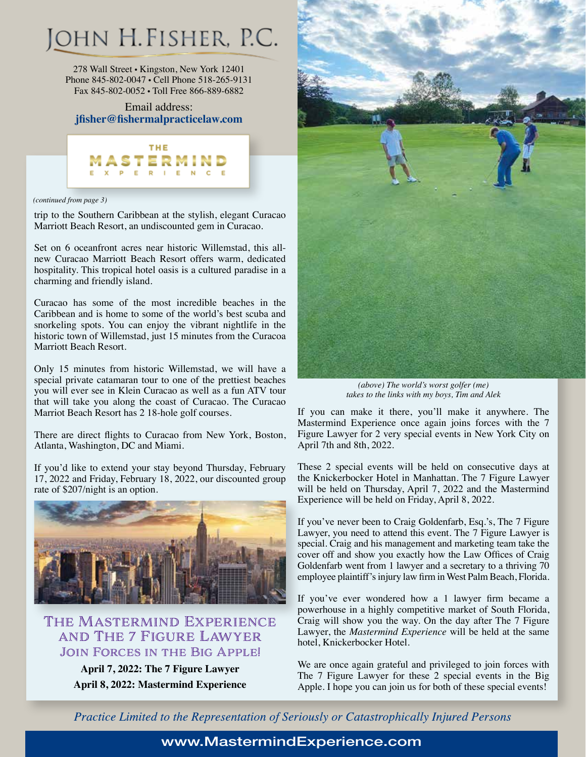# John H. Fisher, P.C.

278 Wall Street • Kingston, New York 12401
Phone 845-802-0047 • Cell Phone 518-265-9131
Fax 845-802-0052 • Toll Free 866-889-6882

Email address:
**jfisher@fishermalpracticelaw.com**

THE MASTERMIND EXPERIENCE

*(continued from page 3)*

trip to the Southern Caribbean at the stylish, elegant Curacao Marriott Beach Resort, an undiscounted gem in Curacao.

Set on 6 oceanfront acres near historic Willemstad, this all-new Curacao Marriott Beach Resort offers warm, dedicated hospitality. This tropical hotel oasis is a cultured paradise in a charming and friendly island.

Curacao has some of the most incredible beaches in the Caribbean and is home to some of the world's best scuba and snorkeling spots. You can enjoy the vibrant nightlife in the historic town of Willemstad, just 15 minutes from the Curacoa Marriott Beach Resort.

Only 15 minutes from historic Willemstad, we will have a special private catamaran tour to one of the prettiest beaches you will ever see in Klein Curacao as well as a fun ATV tour that will take you along the coast of Curacao. The Curacao Marriot Beach Resort has 2 18-hole golf courses.

There are direct flights to Curacao from New York, Boston, Atlanta, Washington, DC and Miami.

If you'd like to extend your stay beyond Thursday, February 17, 2022 and Friday, February 18, 2022, our discounted group rate of $207/night is an option.

## The Mastermind Experience and The 7 Figure Lawyer Join Forces in the Big Apple!

**April 7, 2022: The 7 Figure Lawyer**
**April 8, 2022: Mastermind Experience**

*(above) The world's worst golfer (me) takes to the links with my boys, Tim and Alek*

If you can make it there, you'll make it anywhere. The Mastermind Experience once again joins forces with the 7 Figure Lawyer for 2 very special events in New York City on April 7th and 8th, 2022.

These 2 special events will be held on consecutive days at the Knickerbocker Hotel in Manhattan. The 7 Figure Lawyer will be held on Thursday, April 7, 2022 and the Mastermind Experience will be held on Friday, April 8, 2022.

If you've never been to Craig Goldenfarb, Esq.'s, The 7 Figure Lawyer, you need to attend this event. The 7 Figure Lawyer is special. Craig and his management and marketing team take the cover off and show you exactly how the Law Offices of Craig Goldenfarb went from 1 lawyer and a secretary to a thriving 70 employee plaintiff's injury law firm in West Palm Beach, Florida.

If you've ever wondered how a 1 lawyer firm became a powerhouse in a highly competitive market of South Florida, Craig will show you the way. On the day after The 7 Figure Lawyer, the *Mastermind Experience* will be held at the same hotel, Knickerbocker Hotel.

We are once again grateful and privileged to join forces with The 7 Figure Lawyer for these 2 special events in the Big Apple. I hope you can join us for both of these special events!

*Practice Limited to the Representation of Seriously or Catastrophically Injured Persons*

**www.MastermindExperience.com**